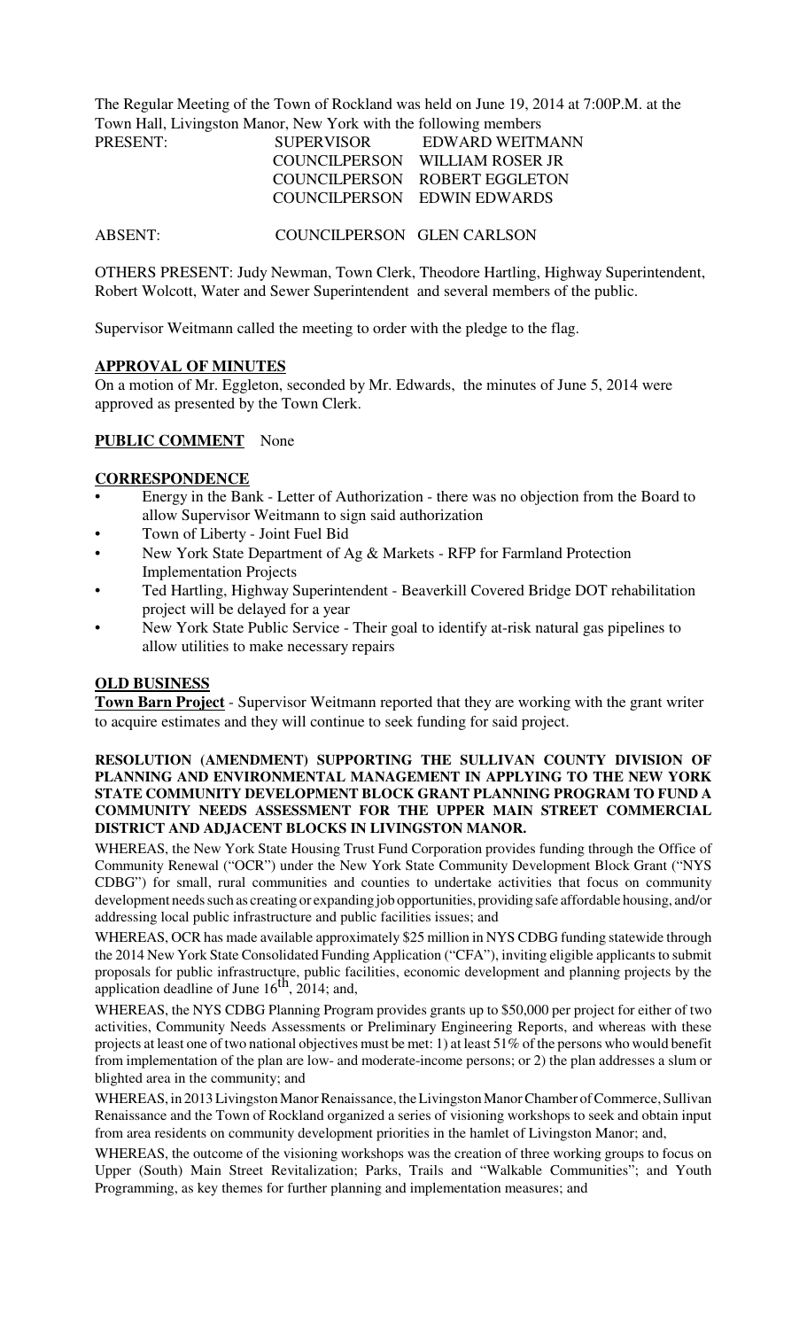The Regular Meeting of the Town of Rockland was held on June 19, 2014 at 7:00P.M. at the Town Hall, Livingston Manor, New York with the following members

| PRESENT: | SUPERVISOR | EDWARD WEITMANN |
|---|---|---|
| | COUNCILPERSON | WILLIAM ROSER JR |
| | COUNCILPERSON | ROBERT EGGLETON |
| | COUNCILPERSON | EDWIN EDWARDS |
| ABSENT: | COUNCILPERSON | GLEN CARLSON |

OTHERS PRESENT: Judy Newman, Town Clerk, Theodore Hartling, Highway Superintendent, Robert Wolcott, Water and Sewer Superintendent and several members of the public.

Supervisor Weitmann called the meeting to order with the pledge to the flag.

**APPROVAL OF MINUTES**

On a motion of Mr. Eggleton, seconded by Mr. Edwards, the minutes of June 5, 2014 were approved as presented by the Town Clerk.

**PUBLIC COMMENT** None

**CORRESPONDENCE**

- Energy in the Bank - Letter of Authorization - there was no objection from the Board to allow Supervisor Weitmann to sign said authorization
- Town of Liberty - Joint Fuel Bid
- New York State Department of Ag & Markets - RFP for Farmland Protection Implementation Projects
- Ted Hartling, Highway Superintendent - Beaverkill Covered Bridge DOT rehabilitation project will be delayed for a year
- New York State Public Service - Their goal to identify at-risk natural gas pipelines to allow utilities to make necessary repairs

**OLD BUSINESS**

**Town Barn Project** - Supervisor Weitmann reported that they are working with the grant writer to acquire estimates and they will continue to seek funding for said project.

**RESOLUTION (AMENDMENT) SUPPORTING THE SULLIVAN COUNTY DIVISION OF PLANNING AND ENVIRONMENTAL MANAGEMENT IN APPLYING TO THE NEW YORK STATE COMMUNITY DEVELOPMENT BLOCK GRANT PLANNING PROGRAM TO FUND A COMMUNITY NEEDS ASSESSMENT FOR THE UPPER MAIN STREET COMMERCIAL DISTRICT AND ADJACENT BLOCKS IN LIVINGSTON MANOR.**

WHEREAS, the New York State Housing Trust Fund Corporation provides funding through the Office of Community Renewal ("OCR") under the New York State Community Development Block Grant ("NYS CDBG") for small, rural communities and counties to undertake activities that focus on community development needs such as creating or expanding job opportunities, providing safe affordable housing, and/or addressing local public infrastructure and public facilities issues; and

WHEREAS, OCR has made available approximately $25 million in NYS CDBG funding statewide through the 2014 New York State Consolidated Funding Application ("CFA"), inviting eligible applicants to submit proposals for public infrastructure, public facilities, economic development and planning projects by the application deadline of June 16th, 2014; and,

WHEREAS, the NYS CDBG Planning Program provides grants up to $50,000 per project for either of two activities, Community Needs Assessments or Preliminary Engineering Reports, and whereas with these projects at least one of two national objectives must be met: 1) at least 51% of the persons who would benefit from implementation of the plan are low- and moderate-income persons; or 2) the plan addresses a slum or blighted area in the community; and

WHEREAS, in 2013 Livingston Manor Renaissance, the Livingston Manor Chamber of Commerce, Sullivan Renaissance and the Town of Rockland organized a series of visioning workshops to seek and obtain input from area residents on community development priorities in the hamlet of Livingston Manor; and,

WHEREAS, the outcome of the visioning workshops was the creation of three working groups to focus on Upper (South) Main Street Revitalization; Parks, Trails and "Walkable Communities"; and Youth Programming, as key themes for further planning and implementation measures; and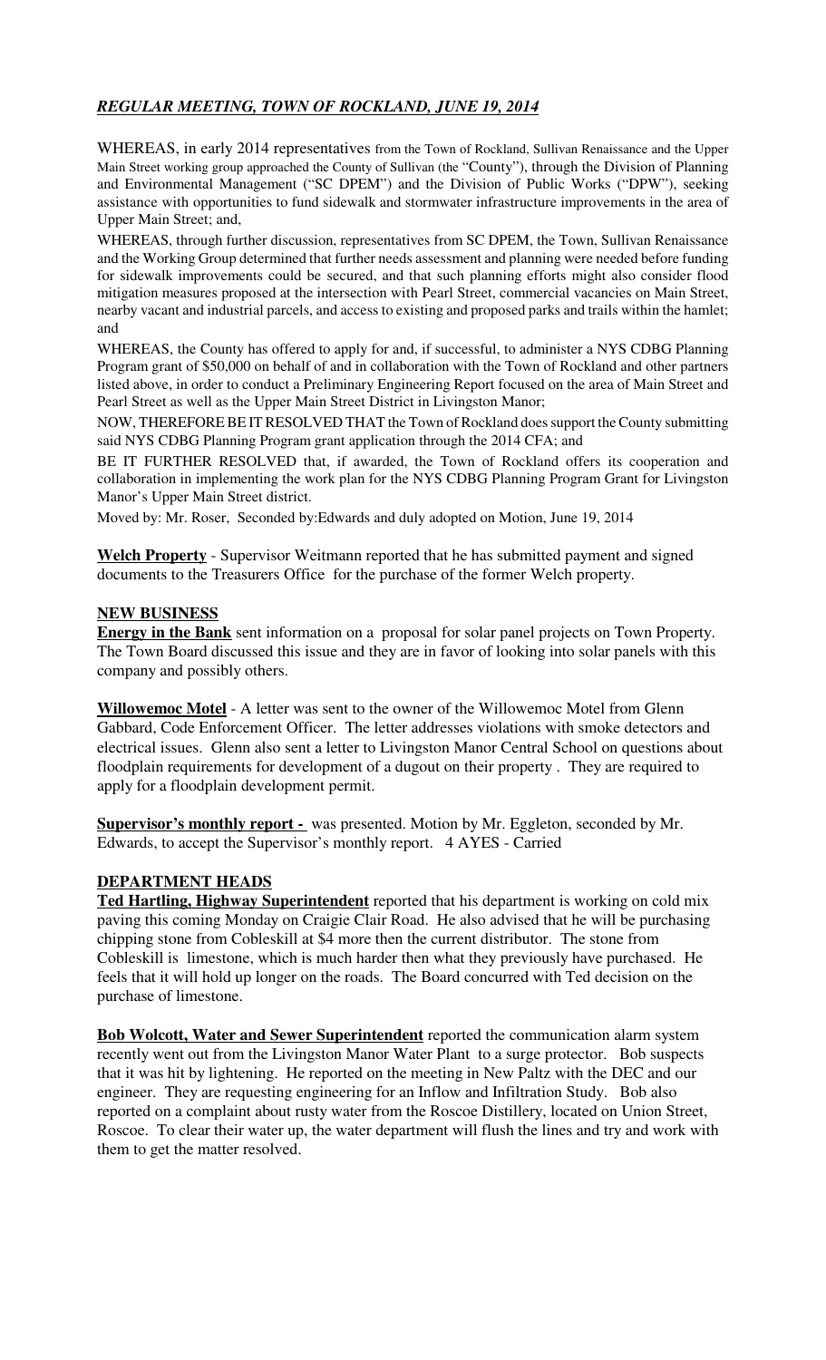***REGULAR MEETING, TOWN OF ROCKLAND, JUNE 19, 2014***

WHEREAS, in early 2014 representatives from the Town of Rockland, Sullivan Renaissance and the Upper Main Street working group approached the County of Sullivan (the "County"), through the Division of Planning and Environmental Management ("SC DPEM") and the Division of Public Works ("DPW"), seeking assistance with opportunities to fund sidewalk and stormwater infrastructure improvements in the area of Upper Main Street; and,

WHEREAS, through further discussion, representatives from SC DPEM, the Town, Sullivan Renaissance and the Working Group determined that further needs assessment and planning were needed before funding for sidewalk improvements could be secured, and that such planning efforts might also consider flood mitigation measures proposed at the intersection with Pearl Street, commercial vacancies on Main Street, nearby vacant and industrial parcels, and access to existing and proposed parks and trails within the hamlet; and

WHEREAS, the County has offered to apply for and, if successful, to administer a NYS CDBG Planning Program grant of $50,000 on behalf of and in collaboration with the Town of Rockland and other partners listed above, in order to conduct a Preliminary Engineering Report focused on the area of Main Street and Pearl Street as well as the Upper Main Street District in Livingston Manor;

NOW, THEREFORE BE IT RESOLVED THAT the Town of Rockland does support the County submitting said NYS CDBG Planning Program grant application through the 2014 CFA; and

BE IT FURTHER RESOLVED that, if awarded, the Town of Rockland offers its cooperation and collaboration in implementing the work plan for the NYS CDBG Planning Program Grant for Livingston Manor's Upper Main Street district.

Moved by: Mr. Roser, Seconded by:Edwards and duly adopted on Motion, June 19, 2014

**Welch Property** - Supervisor Weitmann reported that he has submitted payment and signed documents to the Treasurers Office for the purchase of the former Welch property.

## NEW BUSINESS

**Energy in the Bank** sent information on a proposal for solar panel projects on Town Property. The Town Board discussed this issue and they are in favor of looking into solar panels with this company and possibly others.

**Willowemoc Motel** - A letter was sent to the owner of the Willowemoc Motel from Glenn Gabbard, Code Enforcement Officer. The letter addresses violations with smoke detectors and electrical issues. Glenn also sent a letter to Livingston Manor Central School on questions about floodplain requirements for development of a dugout on their property . They are required to apply for a floodplain development permit.

**Supervisor's monthly report -** was presented. Motion by Mr. Eggleton, seconded by Mr. Edwards, to accept the Supervisor's monthly report. 4 AYES - Carried

## DEPARTMENT HEADS

**Ted Hartling, Highway Superintendent** reported that his department is working on cold mix paving this coming Monday on Craigie Clair Road. He also advised that he will be purchasing chipping stone from Cobleskill at $4 more then the current distributor. The stone from Cobleskill is limestone, which is much harder then what they previously have purchased. He feels that it will hold up longer on the roads. The Board concurred with Ted decision on the purchase of limestone.

**Bob Wolcott, Water and Sewer Superintendent** reported the communication alarm system recently went out from the Livingston Manor Water Plant to a surge protector. Bob suspects that it was hit by lightening. He reported on the meeting in New Paltz with the DEC and our engineer. They are requesting engineering for an Inflow and Infiltration Study. Bob also reported on a complaint about rusty water from the Roscoe Distillery, located on Union Street, Roscoe. To clear their water up, the water department will flush the lines and try and work with them to get the matter resolved.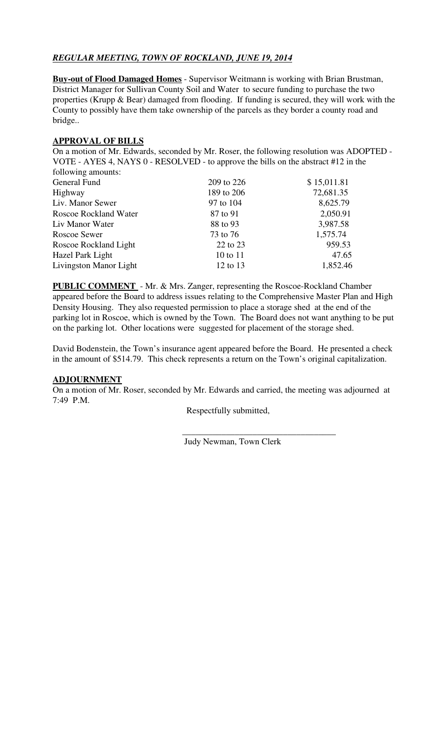***REGULAR MEETING, TOWN OF ROCKLAND, JUNE 19, 2014***

**Buy-out of Flood Damaged Homes** - Supervisor Weitmann is working with Brian Brustman, District Manager for Sullivan County Soil and Water to secure funding to purchase the two properties (Krupp & Bear) damaged from flooding. If funding is secured, they will work with the County to possibly have them take ownership of the parcels as they border a county road and bridge..

**APPROVAL OF BILLS**

On a motion of Mr. Edwards, seconded by Mr. Roser, the following resolution was ADOPTED - VOTE - AYES 4, NAYS 0 - RESOLVED - to approve the bills on the abstract #12 in the following amounts:

| | | |
|---|---|---|
| General Fund | 209 to 226 | $ 15,011.81 |
| Highway | 189 to 206 | 72,681.35 |
| Liv. Manor Sewer | 97 to 104 | 8,625.79 |
| Roscoe Rockland Water | 87 to 91 | 2,050.91 |
| Liv Manor Water | 88 to 93 | 3,987.58 |
| Roscoe Sewer | 73 to 76 | 1,575.74 |
| Roscoe Rockland Light | 22 to 23 | 959.53 |
| Hazel Park Light | 10 to 11 | 47.65 |
| Livingston Manor Light | 12 to 13 | 1,852.46 |

**PUBLIC COMMENT** - Mr. & Mrs. Zanger, representing the Roscoe-Rockland Chamber appeared before the Board to address issues relating to the Comprehensive Master Plan and High Density Housing. They also requested permission to place a storage shed at the end of the parking lot in Roscoe, which is owned by the Town. The Board does not want anything to be put on the parking lot. Other locations were suggested for placement of the storage shed.

David Bodenstein, the Town's insurance agent appeared before the Board. He presented a check in the amount of $514.79. This check represents a return on the Town's original capitalization.

**ADJOURNMENT**

On a motion of Mr. Roser, seconded by Mr. Edwards and carried, the meeting was adjourned at 7:49 P.M.

Respectfully submitted,

\_\_\_\_\_\_\_\_\_\_\_\_\_\_\_\_\_\_\_\_\_\_\_\_\_\_\_\_\_\_\_\_\_\_\_

Judy Newman, Town Clerk